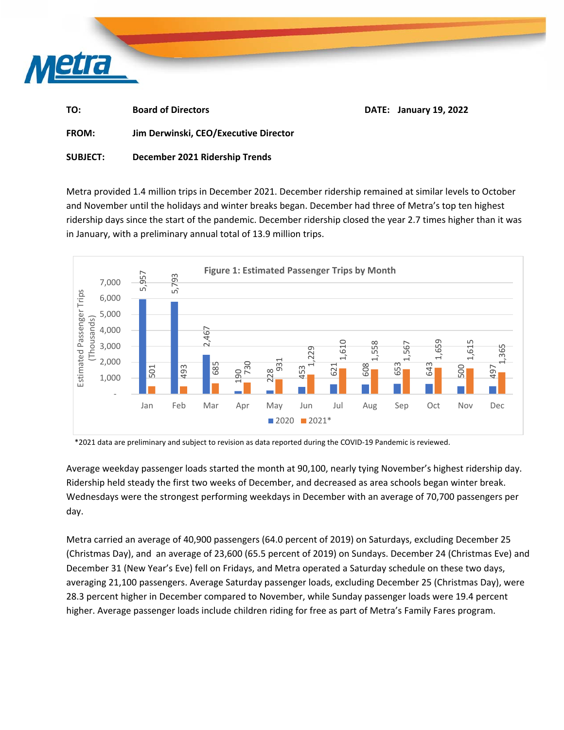Metra

**TO:** Board of Directors

**DATE:** January 19, 2022

**FROM:** Jim Derwinski, CEO/Executive Director

**SUBJECT:** December 2021 Ridership Trends

Metra provided 1.4 million trips in December 2021. December ridership remained at similar levels to October and November until the holidays and winter breaks began. December had three of Metra's top ten highest ridership days since the start of the pandemic. December ridership closed the year 2.7 times higher than it was in January, with a preliminary annual total of 13.9 million trips.

**Figure 1: Estimated Passenger Trips by Month**

Estimated Passenger Trips (Thousands)

| Month | 2020 | 2021* |
|---|---|---|
| Jan | 5,957 | 501 |
| Feb | 5,793 | 493 |
| Mar | 2,467 | 685 |
| Apr | 190 | 730 |
| May | 228 | 931 |
| Jun | 453 | 1,229 |
| Jul | 621 | 1,610 |
| Aug | 608 | 1,558 |
| Sep | 653 | 1,567 |
| Oct | 643 | 1,659 |
| Nov | 500 | 1,615 |
| Dec | 497 | 1,365 |

*2021 data are preliminary and subject to revision as data reported during the COVID-19 Pandemic is reviewed.

Average weekday passenger loads started the month at 90,100, nearly tying November's highest ridership day. Ridership held steady the first two weeks of December, and decreased as area schools began winter break. Wednesdays were the strongest performing weekdays in December with an average of 70,700 passengers per day.

Metra carried an average of 40,900 passengers (64.0 percent of 2019) on Saturdays, excluding December 25 (Christmas Day), and an average of 23,600 (65.5 percent of 2019) on Sundays. December 24 (Christmas Eve) and December 31 (New Year's Eve) fell on Fridays, and Metra operated a Saturday schedule on these two days, averaging 21,100 passengers. Average Saturday passenger loads, excluding December 25 (Christmas Day), were 28.3 percent higher in December compared to November, while Sunday passenger loads were 19.4 percent higher. Average passenger loads include children riding for free as part of Metra's Family Fares program.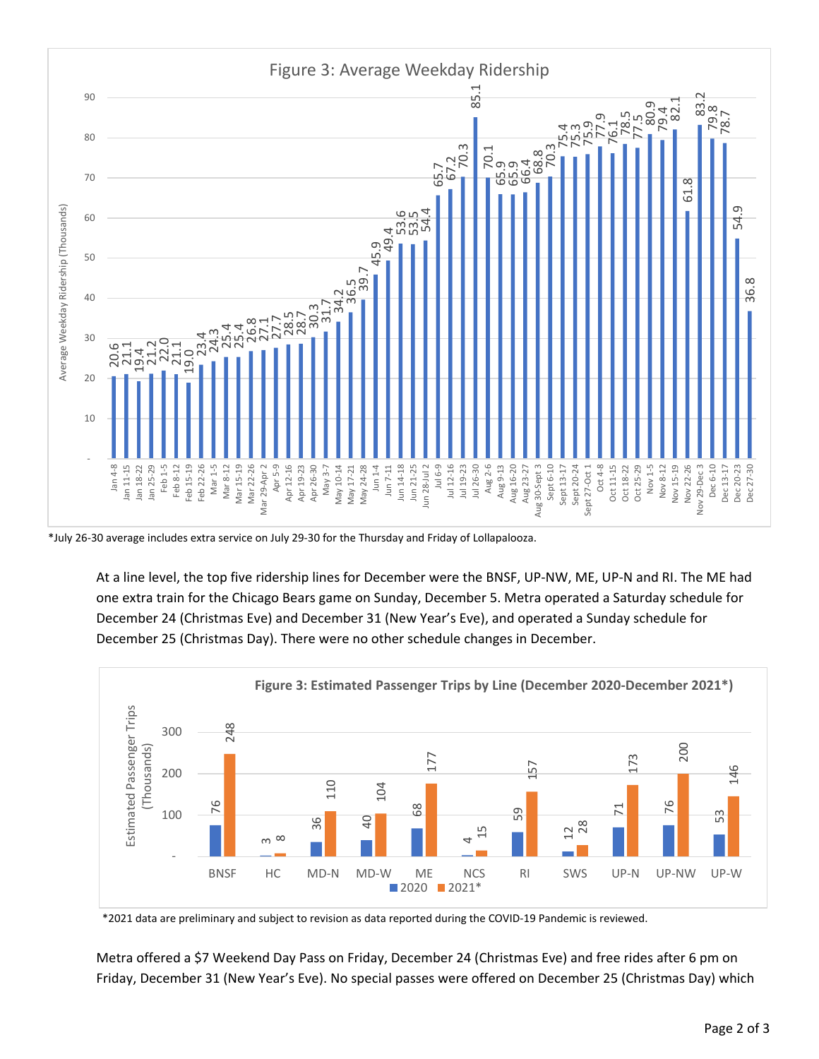Figure 3: Average Weekday Ridership

| Week | Average Weekday Ridership (Thousands) |
|---|---|
| Jan 4-8 | 20.6 |
| Jan 11-15 | 21.1 |
| Jan 18-22 | 19.4 |
| Jan 25-29 | 21.2 |
| Feb 1-5 | 22.0 |
| Feb 8-12 | 21.1 |
| Feb 15-19 | 19.0 |
| Feb 22-26 | 23.4 |
| Mar 1-5 | 24.3 |
| Mar 8-12 | 25.4 |
| Mar 15-19 | 25.4 |
| Mar 22-26 | 26.8 |
| Mar 29-Apr 2 | 27.1 |
| Apr 5-9 | 27.7 |
| Apr 12-16 | 28.5 |
| Apr 19-23 | 28.7 |
| Apr 26-30 | 30.3 |
| May 3-7 | 31.7 |
| May 10-14 | 34.2 |
| May 17-21 | 36.5 |
| May 24-28 | 39.7 |
| Jun 1-4 | 45.9 |
| Jun 7-11 | 49.4 |
| Jun 14-18 | 53.6 |
| Jun 21-25 | 53.5 |
| Jun 28-Jul 2 | 54.4 |
| Jul 6-9 | 65.7 |
| Jul 12-16 | 67.2 |
| Jul 19-23 | 70.3 |
| Jul 26-30 | 85.1 |
| Aug 2-6 | 70.1 |
| Aug 9-13 | 65.9 |
| Aug 16-20 | 65.9 |
| Aug 23-27 | 66.4 |
| Aug 30-Sept 3 | 68.8 |
| Sept 6-10 | 70.3 |
| Sept 13-17 | 75.4 |
| Sept 20-24 | 75.3 |
| Sept 27-Oct 1 | 75.9 |
| Oct 4-8 | 77.9 |
| Oct 11-15 | 76.1 |
| Oct 18-22 | 78.5 |
| Oct 25-29 | 77.5 |
| Nov 1-5 | 80.9 |
| Nov 8-12 | 79.4 |
| Nov 15-19 | 82.1 |
| Nov 22-26 | 61.8 |
| Nov 29-Dec 3 | 83.2 |
| Dec 6-10 | 79.8 |
| Dec 13-17 | 78.7 |
| Dec 20-23 | 54.9 |
| Dec 27-30 | 36.8 |

*July 26-30 average includes extra service on July 29-30 for the Thursday and Friday of Lollapalooza.

At a line level, the top five ridership lines for December were the BNSF, UP-NW, ME, UP-N and RI. The ME had one extra train for the Chicago Bears game on Sunday, December 5. Metra operated a Saturday schedule for December 24 (Christmas Eve) and December 31 (New Year's Eve), and operated a Sunday schedule for December 25 (Christmas Day). There were no other schedule changes in December.

**Figure 3: Estimated Passenger Trips by Line (December 2020-December 2021*)**

Estimated Passenger Trips (Thousands)

| Line | 2020 | 2021* |
|---|---|---|
| BNSF | 76 | 248 |
| HC | 3 | 8 |
| MD-N | 36 | 110 |
| MD-W | 40 | 104 |
| ME | 68 | 177 |
| NCS | 4 | 15 |
| RI | 59 | 157 |
| SWS | 12 | 28 |
| UP-N | 71 | 173 |
| UP-NW | 76 | 200 |
| UP-W | 53 | 146 |

*2021 data are preliminary and subject to revision as data reported during the COVID-19 Pandemic is reviewed.

Metra offered a $7 Weekend Day Pass on Friday, December 24 (Christmas Eve) and free rides after 6 pm on Friday, December 31 (New Year's Eve). No special passes were offered on December 25 (Christmas Day) which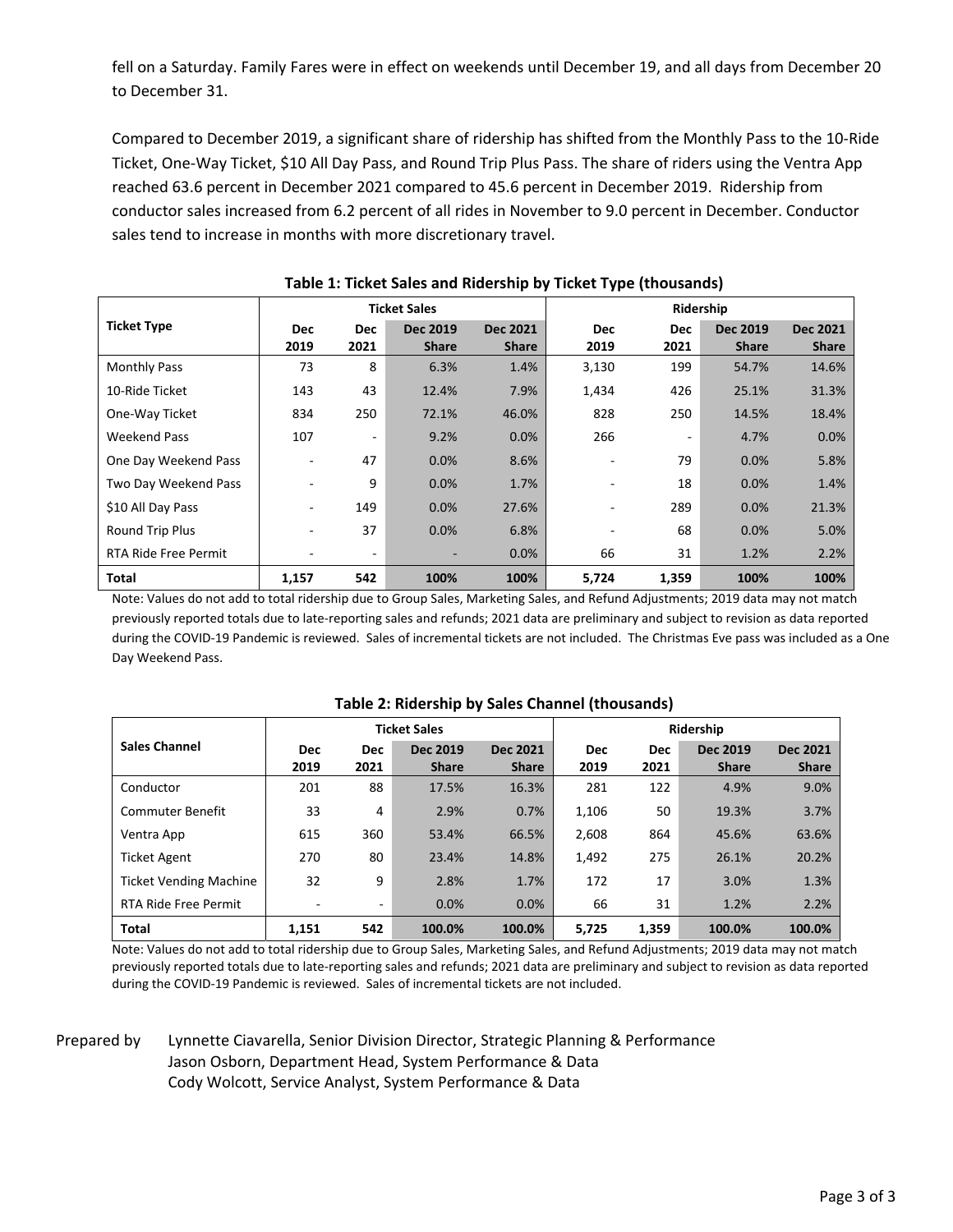fell on a Saturday. Family Fares were in effect on weekends until December 19, and all days from December 20 to December 31.

Compared to December 2019, a significant share of ridership has shifted from the Monthly Pass to the 10-Ride Ticket, One-Way Ticket, $10 All Day Pass, and Round Trip Plus Pass. The share of riders using the Ventra App reached 63.6 percent in December 2021 compared to 45.6 percent in December 2019. Ridership from conductor sales increased from 6.2 percent of all rides in November to 9.0 percent in December. Conductor sales tend to increase in months with more discretionary travel.

**Table 1: Ticket Sales and Ridership by Ticket Type (thousands)**

| Ticket Type | Ticket Sales | | | | Ridership | | | |
|---|---|---|---|---|---|---|---|---|
| | Dec 2019 | Dec 2021 | Dec 2019 Share | Dec 2021 Share | Dec 2019 | Dec 2021 | Dec 2019 Share | Dec 2021 Share |
| Monthly Pass | 73 | 8 | 6.3% | 1.4% | 3,130 | 199 | 54.7% | 14.6% |
| 10-Ride Ticket | 143 | 43 | 12.4% | 7.9% | 1,434 | 426 | 25.1% | 31.3% |
| One-Way Ticket | 834 | 250 | 72.1% | 46.0% | 828 | 250 | 14.5% | 18.4% |
| Weekend Pass | 107 | - | 9.2% | 0.0% | 266 | - | 4.7% | 0.0% |
| One Day Weekend Pass | - | 47 | 0.0% | 8.6% | - | 79 | 0.0% | 5.8% |
| Two Day Weekend Pass | - | 9 | 0.0% | 1.7% | - | 18 | 0.0% | 1.4% |
| $10 All Day Pass | - | 149 | 0.0% | 27.6% | - | 289 | 0.0% | 21.3% |
| Round Trip Plus | - | 37 | 0.0% | 6.8% | - | 68 | 0.0% | 5.0% |
| RTA Ride Free Permit | - | - | - | 0.0% | 66 | 31 | 1.2% | 2.2% |
| **Total** | **1,157** | **542** | **100%** | **100%** | **5,724** | **1,359** | **100%** | **100%** |

Note: Values do not add to total ridership due to Group Sales, Marketing Sales, and Refund Adjustments; 2019 data may not match previously reported totals due to late-reporting sales and refunds; 2021 data are preliminary and subject to revision as data reported during the COVID-19 Pandemic is reviewed. Sales of incremental tickets are not included. The Christmas Eve pass was included as a One Day Weekend Pass.

**Table 2: Ridership by Sales Channel (thousands)**

| Sales Channel | Ticket Sales | | | | Ridership | | | |
|---|---|---|---|---|---|---|---|---|
| | Dec 2019 | Dec 2021 | Dec 2019 Share | Dec 2021 Share | Dec 2019 | Dec 2021 | Dec 2019 Share | Dec 2021 Share |
| Conductor | 201 | 88 | 17.5% | 16.3% | 281 | 122 | 4.9% | 9.0% |
| Commuter Benefit | 33 | 4 | 2.9% | 0.7% | 1,106 | 50 | 19.3% | 3.7% |
| Ventra App | 615 | 360 | 53.4% | 66.5% | 2,608 | 864 | 45.6% | 63.6% |
| Ticket Agent | 270 | 80 | 23.4% | 14.8% | 1,492 | 275 | 26.1% | 20.2% |
| Ticket Vending Machine | 32 | 9 | 2.8% | 1.7% | 172 | 17 | 3.0% | 1.3% |
| RTA Ride Free Permit | - | - | 0.0% | 0.0% | 66 | 31 | 1.2% | 2.2% |
| **Total** | **1,151** | **542** | **100.0%** | **100.0%** | **5,725** | **1,359** | **100.0%** | **100.0%** |

Note: Values do not add to total ridership due to Group Sales, Marketing Sales, and Refund Adjustments; 2019 data may not match previously reported totals due to late-reporting sales and refunds; 2021 data are preliminary and subject to revision as data reported during the COVID-19 Pandemic is reviewed. Sales of incremental tickets are not included.

Prepared by Lynnette Ciavarella, Senior Division Director, Strategic Planning & Performance
Jason Osborn, Department Head, System Performance & Data
Cody Wolcott, Service Analyst, System Performance & Data